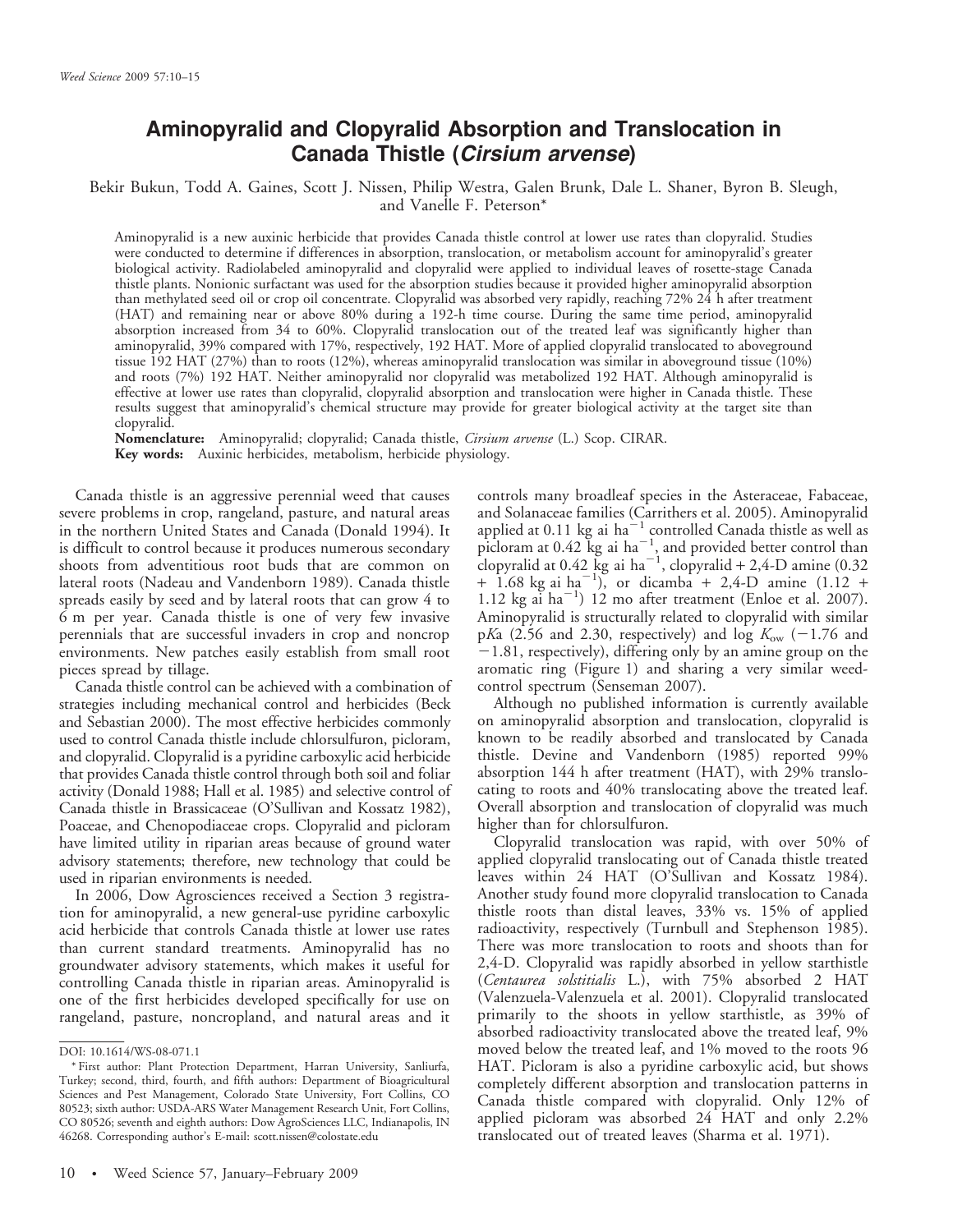# Aminopyralid and Clopyralid Absorption and Translocation in Canada Thistle (*Cirsium arvense*)

Bekir Bukun, Todd A. Gaines, Scott J. Nissen, Philip Westra, Galen Brunk, Dale L. Shaner, Byron B. Sleugh, and Vanelle F. Peterson*

Aminopyralid is a new auxinic herbicide that provides Canada thistle control at lower use rates than clopyralid. Studies were conducted to determine if differences in absorption, translocation, or metabolism account for aminopyralid's greater biological activity. Radiolabeled aminopyralid and clopyralid were applied to individual leaves of rosette-stage Canada thistle plants. Nonionic surfactant was used for the absorption studies because it provided higher aminopyralid absorption than methylated seed oil or crop oil concentrate. Clopyralid was absorbed very rapidly, reaching 72% 24 h after treatment (HAT) and remaining near or above 80% during a 192-h time course. During the same time period, aminopyralid absorption increased from 34 to 60%. Clopyralid translocation out of the treated leaf was significantly higher than aminopyralid, 39% compared with 17%, respectively, 192 HAT. More of applied clopyralid translocated to aboveground tissue 192 HAT (27%) than to roots (12%), whereas aminopyralid translocation was similar in aboveground tissue (10%) and roots (7%) 192 HAT. Neither aminopyralid nor clopyralid was metabolized 192 HAT. Although aminopyralid is effective at lower use rates than clopyralid, clopyralid absorption and translocation were higher in Canada thistle. These results suggest that aminopyralid's chemical structure may provide for greater biological activity at the target site than clopyralid.

**Nomenclature:** Aminopyralid; clopyralid; Canada thistle, *Cirsium arvense* (L.) Scop. CIRAR.

**Key words:** Auxinic herbicides, metabolism, herbicide physiology.

Canada thistle is an aggressive perennial weed that causes severe problems in crop, rangeland, pasture, and natural areas in the northern United States and Canada (Donald 1994). It is difficult to control because it produces numerous secondary shoots from adventitious root buds that are common on lateral roots (Nadeau and Vandenborn 1989). Canada thistle spreads easily by seed and by lateral roots that can grow 4 to 6 m per year. Canada thistle is one of very few invasive perennials that are successful invaders in crop and noncrop environments. New patches easily establish from small root pieces spread by tillage.

Canada thistle control can be achieved with a combination of strategies including mechanical control and herbicides (Beck and Sebastian 2000). The most effective herbicides commonly used to control Canada thistle include chlorsulfuron, picloram, and clopyralid. Clopyralid is a pyridine carboxylic acid herbicide that provides Canada thistle control through both soil and foliar activity (Donald 1988; Hall et al. 1985) and selective control of Canada thistle in Brassicaceae (O'Sullivan and Kossatz 1982), Poaceae, and Chenopodiaceae crops. Clopyralid and picloram have limited utility in riparian areas because of ground water advisory statements; therefore, new technology that could be used in riparian environments is needed.

In 2006, Dow Agrosciences received a Section 3 registration for aminopyralid, a new general-use pyridine carboxylic acid herbicide that controls Canada thistle at lower use rates than current standard treatments. Aminopyralid has no groundwater advisory statements, which makes it useful for controlling Canada thistle in riparian areas. Aminopyralid is one of the first herbicides developed specifically for use on rangeland, pasture, noncropland, and natural areas and it controls many broadleaf species in the Asteraceae, Fabaceae, and Solanaceae families (Carrithers et al. 2005). Aminopyralid applied at 0.11 kg ai ha$^{-1}$ controlled Canada thistle as well as picloram at 0.42 kg ai ha$^{-1}$, and provided better control than clopyralid at 0.42 kg ai ha$^{-1}$, clopyralid + 2,4-D amine (0.32 + 1.68 kg ai ha$^{-1}$), or dicamba + 2,4-D amine (1.12 + 1.12 kg ai ha$^{-1}$) 12 mo after treatment (Enloe et al. 2007). Aminopyralid is structurally related to clopyralid with similar p*K*a (2.56 and 2.30, respectively) and log $K_{ow}$ (−1.76 and −1.81, respectively), differing only by an amine group on the aromatic ring (Figure 1) and sharing a very similar weed-control spectrum (Senseman 2007).

Although no published information is currently available on aminopyralid absorption and translocation, clopyralid is known to be readily absorbed and translocated by Canada thistle. Devine and Vandenborn (1985) reported 99% absorption 144 h after treatment (HAT), with 29% translocating to roots and 40% translocating above the treated leaf. Overall absorption and translocation of clopyralid was much higher than for chlorsulfuron.

Clopyralid translocation was rapid, with over 50% of applied clopyralid translocating out of Canada thistle treated leaves within 24 HAT (O'Sullivan and Kossatz 1984). Another study found more clopyralid translocation to Canada thistle roots than distal leaves, 33% vs. 15% of applied radioactivity, respectively (Turnbull and Stephenson 1985). There was more translocation to roots and shoots than for 2,4-D. Clopyralid was rapidly absorbed in yellow starthistle (*Centaurea solstitialis* L.), with 75% absorbed 2 HAT (Valenzuela-Valenzuela et al. 2001). Clopyralid translocated primarily to the shoots in yellow starthistle, as 39% of absorbed radioactivity translocated above the treated leaf, 9% moved below the treated leaf, and 1% moved to the roots 96 HAT. Picloram is also a pyridine carboxylic acid, but shows completely different absorption and translocation patterns in Canada thistle compared with clopyralid. Only 12% of applied picloram was absorbed 24 HAT and only 2.2% translocated out of treated leaves (Sharma et al. 1971).

---

DOI: 10.1614/WS-08-071.1

* First author: Plant Protection Department, Harran University, Sanliurfa, Turkey; second, third, fourth, and fifth authors: Department of Bioagricultural Sciences and Pest Management, Colorado State University, Fort Collins, CO 80523; sixth author: USDA-ARS Water Management Research Unit, Fort Collins, CO 80526; seventh and eighth authors: Dow AgroSciences LLC, Indianapolis, IN 46268. Corresponding author's E-mail: scott.nissen@colostate.edu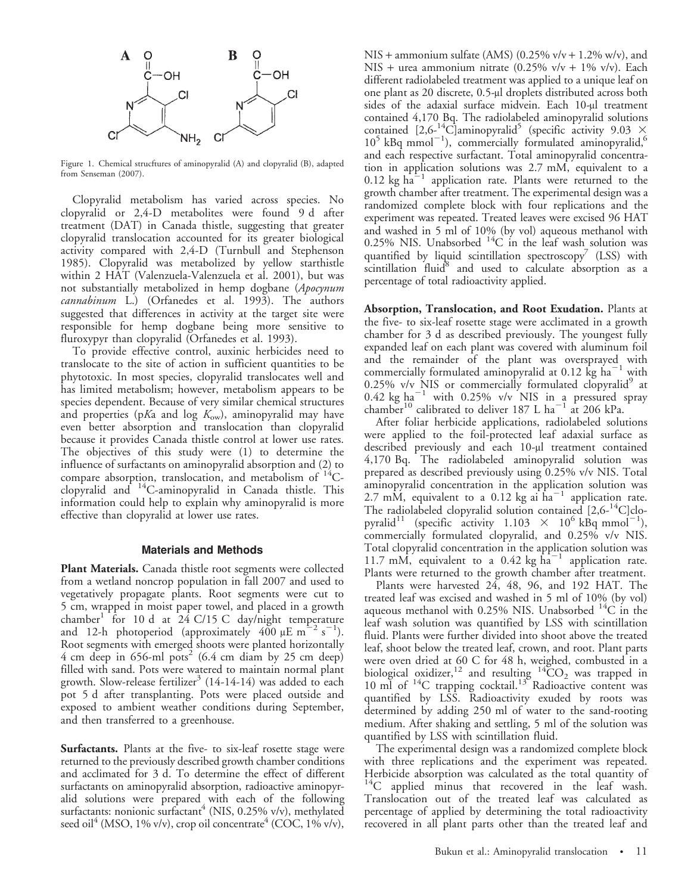Figure 1. Chemical strucftures of aminopyralid (A) and clopyralid (B), adapted from Senseman (2007).

Clopyralid metabolism has varied across species. No clopyralid or 2,4-D metabolites were found 9 d after treatment (DAT) in Canada thistle, suggesting that greater clopyralid translocation accounted for its greater biological activity compared with 2,4-D (Turnbull and Stephenson 1985). Clopyralid was metabolized by yellow starthistle within 2 HAT (Valenzuela-Valenzuela et al. 2001), but was not substantially metabolized in hemp dogbane (*Apocynum cannabinum* L.) (Orfanedes et al. 1993). The authors suggested that differences in activity at the target site were responsible for hemp dogbane being more sensitive to fluroxypyr than clopyralid (Orfanedes et al. 1993).

To provide effective control, auxinic herbicides need to translocate to the site of action in sufficient quantities to be phytotoxic. In most species, clopyralid translocates well and has limited metabolism; however, metabolism appears to be species dependent. Because of very similar chemical structures and properties (p*K*a and log $K_{ow}$), aminopyralid may have even better absorption and translocation than clopyralid because it provides Canada thistle control at lower use rates. The objectives of this study were (1) to determine the influence of surfactants on aminopyralid absorption and (2) to compare absorption, translocation, and metabolism of $^{14}$C-clopyralid and $^{14}$C-aminopyralid in Canada thistle. This information could help to explain why aminopyralid is more effective than clopyralid at lower use rates.

## Materials and Methods

**Plant Materials.** Canada thistle root segments were collected from a wetland noncrop population in fall 2007 and used to vegetatively propagate plants. Root segments were cut to 5 cm, wrapped in moist paper towel, and placed in a growth chamber[1] for 10 d at 24 C/15 C day/night temperature and 12-h photoperiod (approximately 400 $\mu$E m$^{-2}$ s$^{-1}$). Root segments with emerged shoots were planted horizontally 4 cm deep in 656-ml pots[2] (6.4 cm diam by 25 cm deep) filled with sand. Pots were watered to maintain normal plant growth. Slow-release fertilizer[3] (14-14-14) was added to each pot 5 d after transplanting. Pots were placed outside and exposed to ambient weather conditions during September, and then transferred to a greenhouse.

**Surfactants.** Plants at the five- to six-leaf rosette stage were returned to the previously described growth chamber conditions and acclimated for 3 d. To determine the effect of different surfactants on aminopyralid absorption, radioactive aminopyralid solutions were prepared with each of the following surfactants: nonionic surfactant[4] (NIS, 0.25% v/v), methylated seed oil[4] (MSO, 1% v/v), crop oil concentrate[4] (COC, 1% v/v), NIS + ammonium sulfate (AMS) (0.25% v/v + 1.2% w/v), and NIS + urea ammonium nitrate (0.25% v/v + 1% v/v). Each different radiolabeled treatment was applied to a unique leaf on one plant as 20 discrete, 0.5-µl droplets distributed across both sides of the adaxial surface midvein. Each 10-µl treatment contained 4,170 Bq. The radiolabeled aminopyralid solutions contained [2,6-$^{14}$C]aminopyralid[5] (specific activity 9.03 $\times$ 10$^{5}$ kBq mmol$^{-1}$), commercially formulated aminopyralid,[6] and each respective surfactant. Total aminopyralid concentration in application solutions was 2.7 mM, equivalent to a 0.12 kg ha$^{-1}$ application rate. Plants were returned to the growth chamber after treatment. The experimental design was a randomized complete block with four replications and the experiment was repeated. Treated leaves were excised 96 HAT and washed in 5 ml of 10% (by vol) aqueous methanol with 0.25% NIS. Unabsorbed $^{14}$C in the leaf wash solution was quantified by liquid scintillation spectroscopy[7] (LSS) with scintillation fluid[8] and used to calculate absorption as a percentage of total radioactivity applied.

**Absorption, Translocation, and Root Exudation.** Plants at the five- to six-leaf rosette stage were acclimated in a growth chamber for 3 d as described previously. The youngest fully expanded leaf on each plant was covered with aluminum foil and the remainder of the plant was oversprayed with commercially formulated aminopyralid at 0.12 kg ha$^{-1}$ with 0.25% v/v NIS or commercially formulated clopyralid[9] at 0.42 kg ha$^{-1}$ with 0.25% v/v NIS in a pressured spray chamber[10] calibrated to deliver 187 L ha$^{-1}$ at 206 kPa.

After foliar herbicide applications, radiolabeled solutions were applied to the foil-protected leaf adaxial surface as described previously and each 10-µl treatment contained 4,170 Bq. The radiolabeled aminopyralid solution was prepared as described previously using 0.25% v/v NIS. Total aminopyralid concentration in the application solution was 2.7 mM, equivalent to a 0.12 kg ai ha$^{-1}$ application rate. The radiolabeled clopyralid solution contained [2,6-$^{14}$C]clopyralid[11] (specific activity 1.103 $\times$ 10$^{6}$ kBq mmol$^{-1}$), commercially formulated clopyralid, and 0.25% v/v NIS. Total clopyralid concentration in the application solution was 11.7 mM, equivalent to a 0.42 kg ha$^{-1}$ application rate. Plants were returned to the growth chamber after treatment.

Plants were harvested 24, 48, 96, and 192 HAT. The treated leaf was excised and washed in 5 ml of 10% (by vol) aqueous methanol with 0.25% NIS. Unabsorbed $^{14}$C in the leaf wash solution was quantified by LSS with scintillation fluid. Plants were further divided into shoot above the treated leaf, shoot below the treated leaf, crown, and root. Plant parts were oven dried at 60 C for 48 h, weighed, combusted in a biological oxidizer,[12] and resulting $^{14}CO_2$ was trapped in 10 ml of $^{14}$C trapping cocktail.[13] Radioactive content was quantified by LSS. Radioactivity exuded by roots was determined by adding 250 ml of water to the sand-rooting medium. After shaking and settling, 5 ml of the solution was quantified by LSS with scintillation fluid.

The experimental design was a randomized complete block with three replications and the experiment was repeated. Herbicide absorption was calculated as the total quantity of $^{14}$C applied minus that recovered in the leaf wash. Translocation out of the treated leaf was calculated as percentage of applied by determining the total radioactivity recovered in all plant parts other than the treated leaf and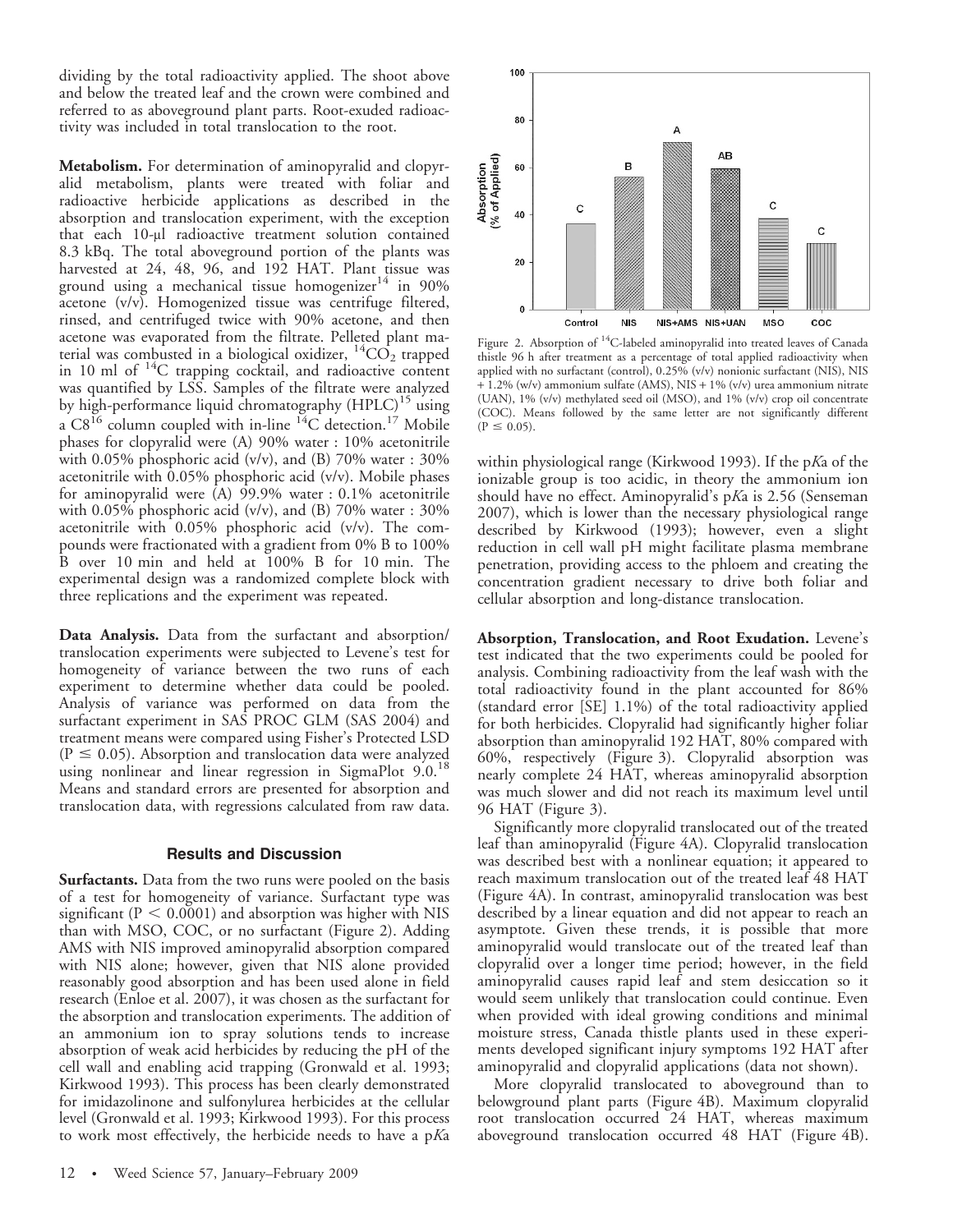dividing by the total radioactivity applied. The shoot above and below the treated leaf and the crown were combined and referred to as aboveground plant parts. Root-exuded radioactivity was included in total translocation to the root.

**Metabolism.** For determination of aminopyralid and clopyralid metabolism, plants were treated with foliar and radioactive herbicide applications as described in the absorption and translocation experiment, with the exception that each 10-µl radioactive treatment solution contained 8.3 kBq. The total aboveground portion of the plants was harvested at 24, 48, 96, and 192 HAT. Plant tissue was ground using a mechanical tissue homogenizer[14] in 90% acetone (v/v). Homogenized tissue was centrifuge filtered, rinsed, and centrifuged twice with 90% acetone, and then acetone was evaporated from the filtrate. Pelleted plant material was combusted in a biological oxidizer, $^{14}CO_2$ trapped in 10 ml of $^{14}C$ trapping cocktail, and radioactive content was quantified by LSS. Samples of the filtrate were analyzed by high-performance liquid chromatography (HPLC)[15] using a C8[16] column coupled with in-line $^{14}C$ detection.[17] Mobile phases for clopyralid were (A) 90% water : 10% acetonitrile with 0.05% phosphoric acid (v/v), and (B) 70% water : 30% acetonitrile with 0.05% phosphoric acid (v/v). Mobile phases for aminopyralid were (A) 99.9% water : 0.1% acetonitrile with 0.05% phosphoric acid (v/v), and (B) 70% water : 30% acetonitrile with 0.05% phosphoric acid (v/v). The compounds were fractionated with a gradient from 0% B to 100% B over 10 min and held at 100% B for 10 min. The experimental design was a randomized complete block with three replications and the experiment was repeated.

**Data Analysis.** Data from the surfactant and absorption/translocation experiments were subjected to Levene's test for homogeneity of variance between the two runs of each experiment to determine whether data could be pooled. Analysis of variance was performed on data from the surfactant experiment in SAS PROC GLM (SAS 2004) and treatment means were compared using Fisher's Protected LSD ($P \leq 0.05$). Absorption and translocation data were analyzed using nonlinear and linear regression in SigmaPlot 9.0.[18] Means and standard errors are presented for absorption and translocation data, with regressions calculated from raw data.

## Results and Discussion

**Surfactants.** Data from the two runs were pooled on the basis of a test for homogeneity of variance. Surfactant type was significant ($P < 0.0001$) and absorption was higher with NIS than with MSO, COC, or no surfactant (Figure 2). Adding AMS with NIS improved aminopyralid absorption compared with NIS alone; however, given that NIS alone provided reasonably good absorption and has been used alone in field research (Enloe et al. 2007), it was chosen as the surfactant for the absorption and translocation experiments. The addition of an ammonium ion to spray solutions tends to increase absorption of weak acid herbicides by reducing the pH of the cell wall and enabling acid trapping (Gronwald et al. 1993; Kirkwood 1993). This process has been clearly demonstrated for imidazolinone and sulfonylurea herbicides at the cellular level (Gronwald et al. 1993; Kirkwood 1993). For this process to work most effectively, the herbicide needs to have a p*K*a within physiological range (Kirkwood 1993). If the p*K*a of the ionizable group is too acidic, in theory the ammonium ion should have no effect. Aminopyralid's p*K*a is 2.56 (Senseman 2007), which is lower than the necessary physiological range described by Kirkwood (1993); however, even a slight reduction in cell wall pH might facilitate plasma membrane penetration, providing access to the phloem and creating the concentration gradient necessary to drive both foliar and cellular absorption and long-distance translocation.

Figure 2. Absorption of $^{14}C$-labeled aminopyralid into treated leaves of Canada thistle 96 h after treatment as a percentage of total applied radioactivity when applied with no surfactant (control), 0.25% (v/v) nonionic surfactant (NIS), NIS + 1.2% (w/v) ammonium sulfate (AMS), NIS + 1% (v/v) urea ammonium nitrate (UAN), 1% (v/v) methylated seed oil (MSO), and 1% (v/v) crop oil concentrate (COC). Means followed by the same letter are not significantly different ($P \leq 0.05$).

**Absorption, Translocation, and Root Exudation.** Levene's test indicated that the two experiments could be pooled for analysis. Combining radioactivity from the leaf wash with the total radioactivity found in the plant accounted for 86% (standard error [SE] 1.1%) of the total radioactivity applied for both herbicides. Clopyralid had significantly higher foliar absorption than aminopyralid 192 HAT, 80% compared with 60%, respectively (Figure 3). Clopyralid absorption was nearly complete 24 HAT, whereas aminopyralid absorption was much slower and did not reach its maximum level until 96 HAT (Figure 3).

Significantly more clopyralid translocated out of the treated leaf than aminopyralid (Figure 4A). Clopyralid translocation was described best with a nonlinear equation; it appeared to reach maximum translocation out of the treated leaf 48 HAT (Figure 4A). In contrast, aminopyralid translocation was best described by a linear equation and did not appear to reach an asymptote. Given these trends, it is possible that more aminopyralid would translocate out of the treated leaf than clopyralid over a longer time period; however, in the field aminopyralid causes rapid leaf and stem desiccation so it would seem unlikely that translocation could continue. Even when provided with ideal growing conditions and minimal moisture stress, Canada thistle plants used in these experiments developed significant injury symptoms 192 HAT after aminopyralid and clopyralid applications (data not shown).

More clopyralid translocated to aboveground than to belowground plant parts (Figure 4B). Maximum clopyralid root translocation occurred 24 HAT, whereas maximum aboveground translocation occurred 48 HAT (Figure 4B).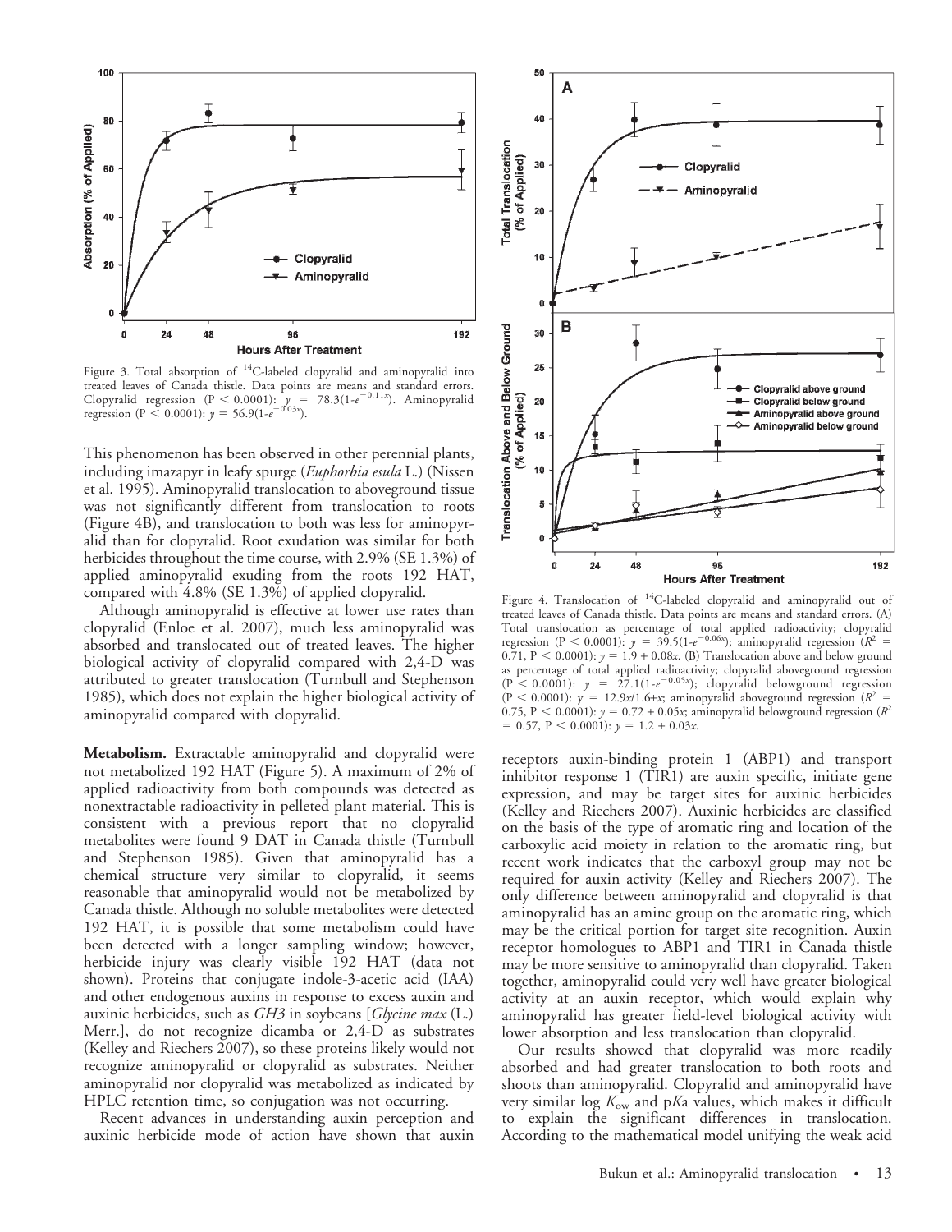Figure 3. Total absorption of $^{14}$C-labeled clopyralid and aminopyralid into treated leaves of Canada thistle. Data points are means and standard errors. Clopyralid regression ($P < 0.0001$): $y = 78.3(1\text{-}e^{-0.11x})$. Aminopyralid regression ($P < 0.0001$): $y = 56.9(1\text{-}e^{-0.03x})$.

This phenomenon has been observed in other perennial plants, including imazapyr in leafy spurge (*Euphorbia esula* L.) (Nissen et al. 1995). Aminopyralid translocation to aboveground tissue was not significantly different from translocation to roots (Figure 4B), and translocation to both was less for aminopyralid than for clopyralid. Root exudation was similar for both herbicides throughout the time course, with 2.9% (SE 1.3%) of applied aminopyralid exuding from the roots 192 HAT, compared with 4.8% (SE 1.3%) of applied clopyralid.

Although aminopyralid is effective at lower use rates than clopyralid (Enloe et al. 2007), much less aminopyralid was absorbed and translocated out of treated leaves. The higher biological activity of clopyralid compared with 2,4-D was attributed to greater translocation (Turnbull and Stephenson 1985), which does not explain the higher biological activity of aminopyralid compared with clopyralid.

**Metabolism.** Extractable aminopyralid and clopyralid were not metabolized 192 HAT (Figure 5). A maximum of 2% of applied radioactivity from both compounds was detected as nonextractable radioactivity in pelleted plant material. This is consistent with a previous report that no clopyralid metabolites were found 9 DAT in Canada thistle (Turnbull and Stephenson 1985). Given that aminopyralid has a chemical structure very similar to clopyralid, it seems reasonable that aminopyralid would not be metabolized by Canada thistle. Although no soluble metabolites were detected 192 HAT, it is possible that some metabolism could have been detected with a longer sampling window; however, herbicide injury was clearly visible 192 HAT (data not shown). Proteins that conjugate indole-3-acetic acid (IAA) and other endogenous auxins in response to excess auxin and auxinic herbicides, such as *GH3* in soybeans [*Glycine max* (L.) Merr.], do not recognize dicamba or 2,4-D as substrates (Kelley and Riechers 2007), so these proteins likely would not recognize aminopyralid or clopyralid as substrates. Neither aminopyralid nor clopyralid was metabolized as indicated by HPLC retention time, so conjugation was not occurring.

Recent advances in understanding auxin perception and auxinic herbicide mode of action have shown that auxin receptors auxin-binding protein 1 (ABP1) and transport inhibitor response 1 (TIR1) are auxin specific, initiate gene expression, and may be target sites for auxinic herbicides (Kelley and Riechers 2007). Auxinic herbicides are classified on the basis of the type of aromatic ring and location of the carboxylic acid moiety in relation to the aromatic ring, but recent work indicates that the carboxyl group may not be required for auxin activity (Kelley and Riechers 2007). The only difference between aminopyralid and clopyralid is that aminopyralid has an amine group on the aromatic ring, which may be the critical portion for target site recognition. Auxin receptor homologues to ABP1 and TIR1 in Canada thistle may be more sensitive to aminopyralid than clopyralid. Taken together, aminopyralid could very well have greater biological activity at an auxin receptor, which would explain why aminopyralid has greater field-level biological activity with lower absorption and less translocation than clopyralid.

Our results showed that clopyralid was more readily absorbed and had greater translocation to both roots and shoots than aminopyralid. Clopyralid and aminopyralid have very similar log $K_{ow}$ and p*K*a values, which makes it difficult to explain the significant differences in translocation. According to the mathematical model unifying the weak acid

Figure 4. Translocation of $^{14}$C-labeled clopyralid and aminopyralid out of treated leaves of Canada thistle. Data points are means and standard errors. (A) Total translocation as percentage of total applied radioactivity; clopyralid regression ($P < 0.0001$): $y = 39.5(1\text{-}e^{-0.06x})$; aminopyralid regression ($R^2 = 0.71$, $P < 0.0001$): $y = 1.9 + 0.08x$. (B) Translocation above and below ground as percentage of total applied radioactivity; clopyralid aboveground regression ($P < 0.0001$): $y = 27.1(1\text{-}e^{-0.05x})$; clopyralid belowground regression ($P < 0.0001$): $y = 12.9x/1.6{+}x$; aminopyralid aboveground regression ($R^2 = 0.75$, $P < 0.0001$): $y = 0.72 + 0.05x$; aminopyralid belowground regression ($R^2 = 0.57$, $P < 0.0001$): $y = 1.2 + 0.03x$.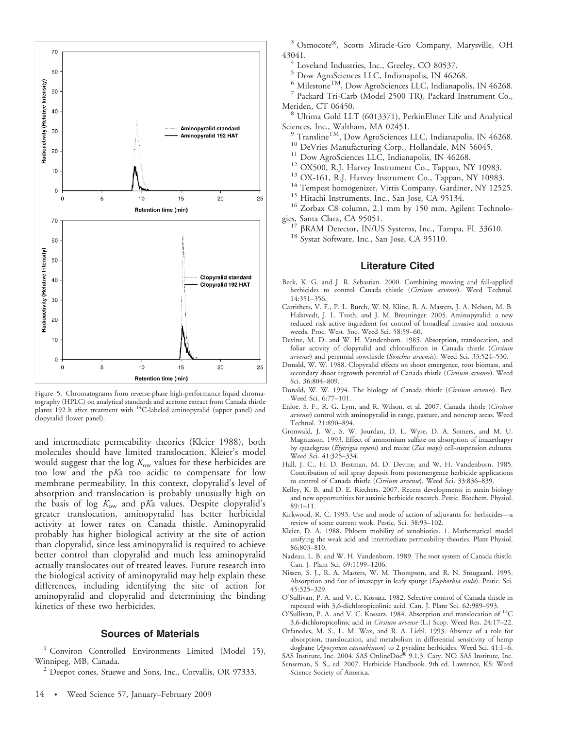Figure 5. Chromatograms from reverse-phase high-performance liquid chromatography (HPLC) on analytical standards and acetone extract from Canada thistle plants 192 h after treatment with $^{14}$C-labeled aminopyralid (upper panel) and clopyralid (lower panel).

and intermediate permeability theories (Kleier 1988), both molecules should have limited translocation. Kleier's model would suggest that the log $K_{ow}$ values for these herbicides are too low and the p*K*a too acidic to compensate for low membrane permeability. In this context, clopyralid's level of absorption and translocation is probably unusually high on the basis of log $K_{ow}$ and p*K*a values. Despite clopyralid's greater translocation, aminopyralid has better herbicidal activity at lower rates on Canada thistle. Aminopyralid probably has higher biological activity at the site of action than clopyralid, since less aminopyralid is required to achieve better control than clopyralid and much less aminopyralid actually translocates out of treated leaves. Future research into the biological activity of aminopyralid may help explain these differences, including identifying the site of action for aminopyralid and clopyralid and determining the binding kinetics of these two herbicides.

## Sources of Materials

[1] Conviron Controlled Environments Limited (Model 15), Winnipeg, MB, Canada.

[2] Deepot cones, Stuewe and Sons, Inc., Corvallis, OR 97333.

[3] Osmocote®, Scotts Miracle-Gro Company, Marysville, OH 43041.

[4] Loveland Industries, Inc., Greeley, CO 80537.

[5] Dow AgroSciences LLC, Indianapolis, IN 46268.

[6] Milestone™, Dow AgroSciences LLC, Indianapolis, IN 46268.

[7] Packard Tri-Carb (Model 2500 TR), Packard Instrument Co., Meriden, CT 06450.

[8] Ultima Gold LLT (6013371), PerkinElmer Life and Analytical Sciences, Inc., Waltham, MA 02451.

[9] Transline™, Dow AgroSciences LLC, Indianapolis, IN 46268.

[10] DeVries Manufacturing Corp., Hollandale, MN 56045.

[11] Dow AgroSciences LLC, Indianapolis, IN 46268.

[12] OX500, R.J. Harvey Instrument Co., Tappan, NY 10983.

[13] OX-161, R.J. Harvey Instrument Co., Tappan, NY 10983.

[14] Tempest homogenizer, Virtis Company, Gardiner, NY 12525.

[15] Hitachi Instruments, Inc., San Jose, CA 95134.

[16] Zorbax C8 column, 2.1 mm by 150 mm, Agilent Technologies, Santa Clara, CA 95051.

[17] βRAM Detector, IN/US Systems, Inc., Tampa, FL 33610.

[18] Systat Software, Inc., San Jose, CA 95110.

## Literature Cited

Beck, K. G. and J. R. Sebastian. 2000. Combining mowing and fall-applied herbicides to control Canada thistle (*Cirsium arvense*). Weed Technol. 14:351–356.

Carrithers, V. F., P. L. Burch, W. N. Kline, R. A. Masters, J. A. Nelson, M. B. Halstvedt, J. L. Troth, and J. M. Breuninger. 2005. Aminopyralid: a new reduced risk active ingredient for control of broadleaf invasive and noxious weeds. Proc. West. Soc. Weed Sci. 58:59–60.

Devine, M. D. and W. H. Vandenborn. 1985. Absorption, translocation, and foliar activity of clopyralid and chlorsulfuron in Canada thistle (*Cirsium arvense*) and perennial sowthistle (*Sonchus arvensis*). Weed Sci. 33:524–530.

Donald, W. W. 1988. Clopyralid effects on shoot emergence, root biomass, and secondary shoot regrowth potential of Canada thistle (*Cirsium arvense*). Weed Sci. 36:804–809.

Donald, W. W. 1994. The biology of Canada thistle (*Cirsium arvense*). Rev. Weed Sci. 6:77–101.

Enloe, S. F., R. G. Lym, and R. Wilson, et al. 2007. Canada thistle (*Cirsium arvense*) control with aminopyralid in range, pasture, and noncrop areas. Weed Technol. 21:890–894.

Gronwald, J. W., S. W. Jourdan, D. L. Wyse, D. A. Somers, and M. U. Magnusson. 1993. Effect of ammonium sulfate on absorption of imazethapyr by quackgrass (*Elytrigia repens*) and maize (*Zea mays*) cell-suspension cultures. Weed Sci. 41:325–334.

Hall, J. C., H. D. Bestman, M. D. Devine, and W. H. Vandenborn. 1985. Contribution of soil spray deposit from postemergence herbicide applications to control of Canada thistle (*Cirsium arvense*). Weed Sci. 33:836–839.

Kelley, K. B. and D. E. Riechers. 2007. Recent developments in auxin biology and new opportunities for auxinic herbicide research. Pestic. Biochem. Physiol. 89:1–11.

Kirkwood, R. C. 1993. Use and mode of action of adjuvants for herbicides—a review of some current work. Pestic. Sci. 38:93–102.

Kleier, D. A. 1988. Phloem mobility of xenobiotics. 1. Mathematical model unifying the weak acid and intermediate permeability theories. Plant Physiol. 86:803–810.

Nadeau, L. B. and W. H. Vandenborn. 1989. The root system of Canada thistle. Can. J. Plant Sci. 69:1199–1206.

Nissen, S. J., R. A. Masters, W. M. Thompson, and R. N. Stougaard. 1995. Absorption and fate of imazapyr in leafy spurge (*Euphorbia esula*). Pestic. Sci. 45:325–329.

O'Sullivan, P. A. and V. C. Kossatz. 1982. Selective control of Canada thistle in rapeseed with 3,6-dichloropicolinic acid. Can. J. Plant Sci. 62:989–993.

O'Sullivan, P. A. and V. C. Kossatz. 1984. Absorption and translocation of $^{14}$C 3,6-dichloropicolinic acid in *Cirsium arvense* (L.) Scop. Weed Res. 24:17–22.

Orfanedes, M. S., L. M. Wax, and R. A. Liebl. 1993. Absence of a role for absorption, translocation, and metabolism in differential sensitivity of hemp dogbane (*Apocynum cannabinum*) to 2 pyridine herbicides. Weed Sci. 41:1–6.

SAS Institute, Inc. 2004. SAS OnlineDoc® 9.1.3. Cary, NC: SAS Institute, Inc.

Senseman, S. S., ed. 2007. Herbicide Handbook. 9th ed. Lawrence, KS: Weed Science Society of America.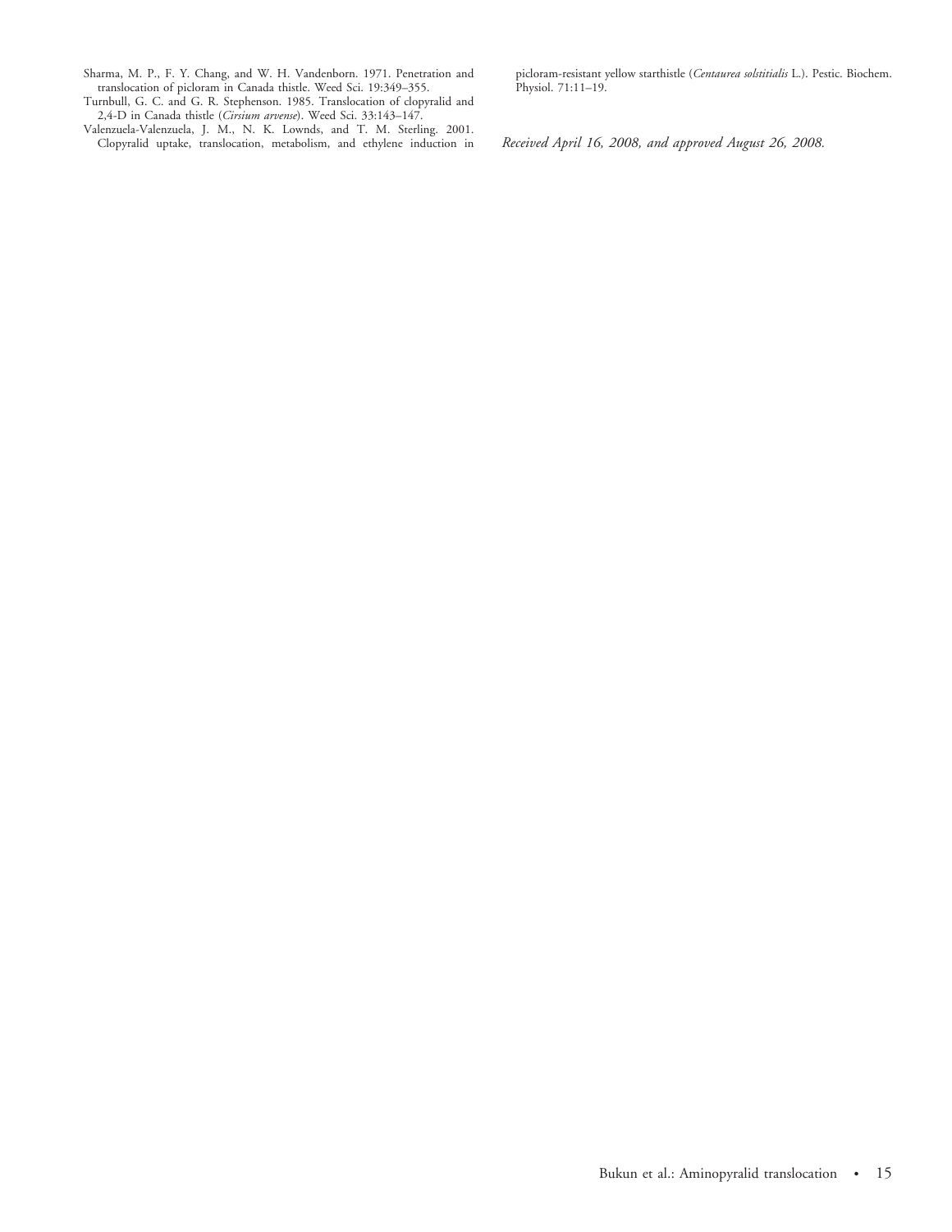Sharma, M. P., F. Y. Chang, and W. H. Vandenborn. 1971. Penetration and translocation of picloram in Canada thistle. Weed Sci. 19:349–355.

Turnbull, G. C. and G. R. Stephenson. 1985. Translocation of clopyralid and 2,4-D in Canada thistle (*Cirsium arvense*). Weed Sci. 33:143–147.

Valenzuela-Valenzuela, J. M., N. K. Lownds, and T. M. Sterling. 2001. Clopyralid uptake, translocation, metabolism, and ethylene induction in picloram-resistant yellow starthistle (*Centaurea solstitialis* L.). Pestic. Biochem. Physiol. 71:11–19.

*Received April 16, 2008, and approved August 26, 2008.*